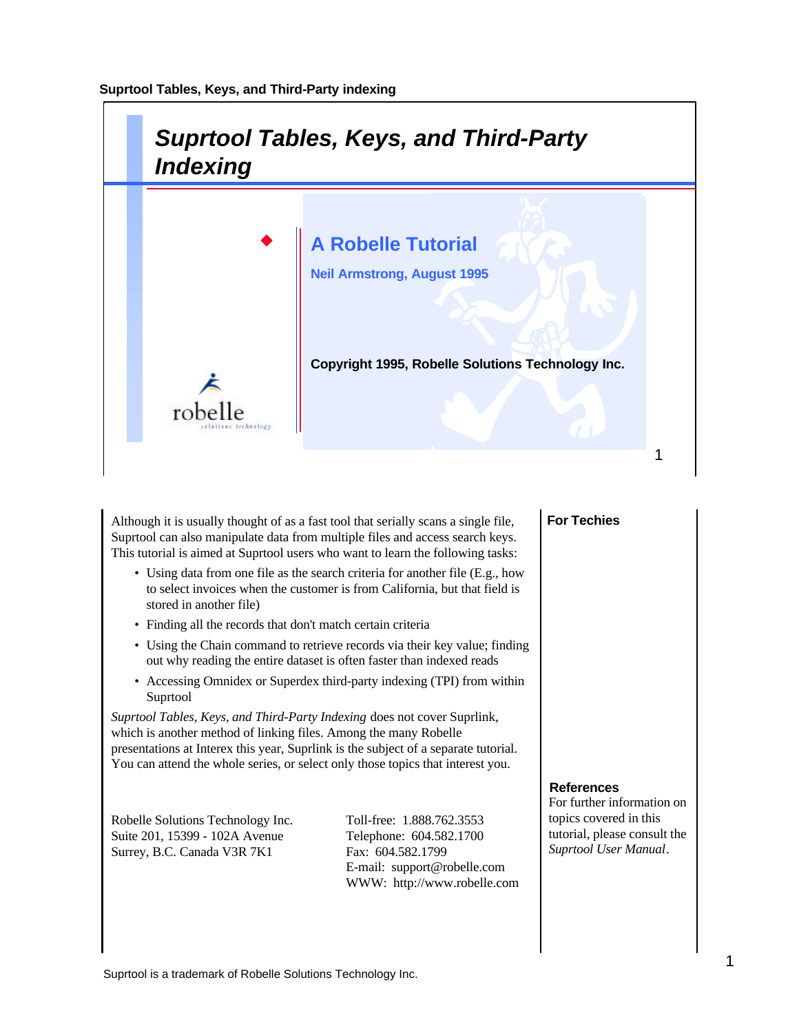# Suprtool Tables, Keys, and Third-Party Indexing

## A Robelle Tutorial

**Neil Armstrong, August 1995**

**Copyright 1995, Robelle Solutions Technology Inc.**

Although it is usually thought of as a fast tool that serially scans a single file, Suprtool can also manipulate data from multiple files and access search keys. This tutorial is aimed at Suprtool users who want to learn the following tasks:

- Using data from one file as the search criteria for another file (E.g., how to select invoices when the customer is from California, but that field is stored in another file)
- Finding all the records that don't match certain criteria
- Using the Chain command to retrieve records via their key value; finding out why reading the entire dataset is often faster than indexed reads
- Accessing Omnidex or Superdex third-party indexing (TPI) from within Suprtool

*Suprtool Tables, Keys, and Third-Party Indexing* does not cover Suprlink, which is another method of linking files. Among the many Robelle presentations at Interex this year, Suprlink is the subject of a separate tutorial. You can attend the whole series, or select only those topics that interest you.

Robelle Solutions Technology Inc.
Suite 201, 15399 - 102A Avenue
Surrey, B.C. Canada V3R 7K1

Toll-free: 1.888.762.3553
Telephone: 604.582.1700
Fax: 604.582.1799
E-mail: support@robelle.com
WWW: http://www.robelle.com

**For Techies**

**References**

For further information on topics covered in this tutorial, please consult the *Suprtool User Manual*.

Suprtool is a trademark of Robelle Solutions Technology Inc.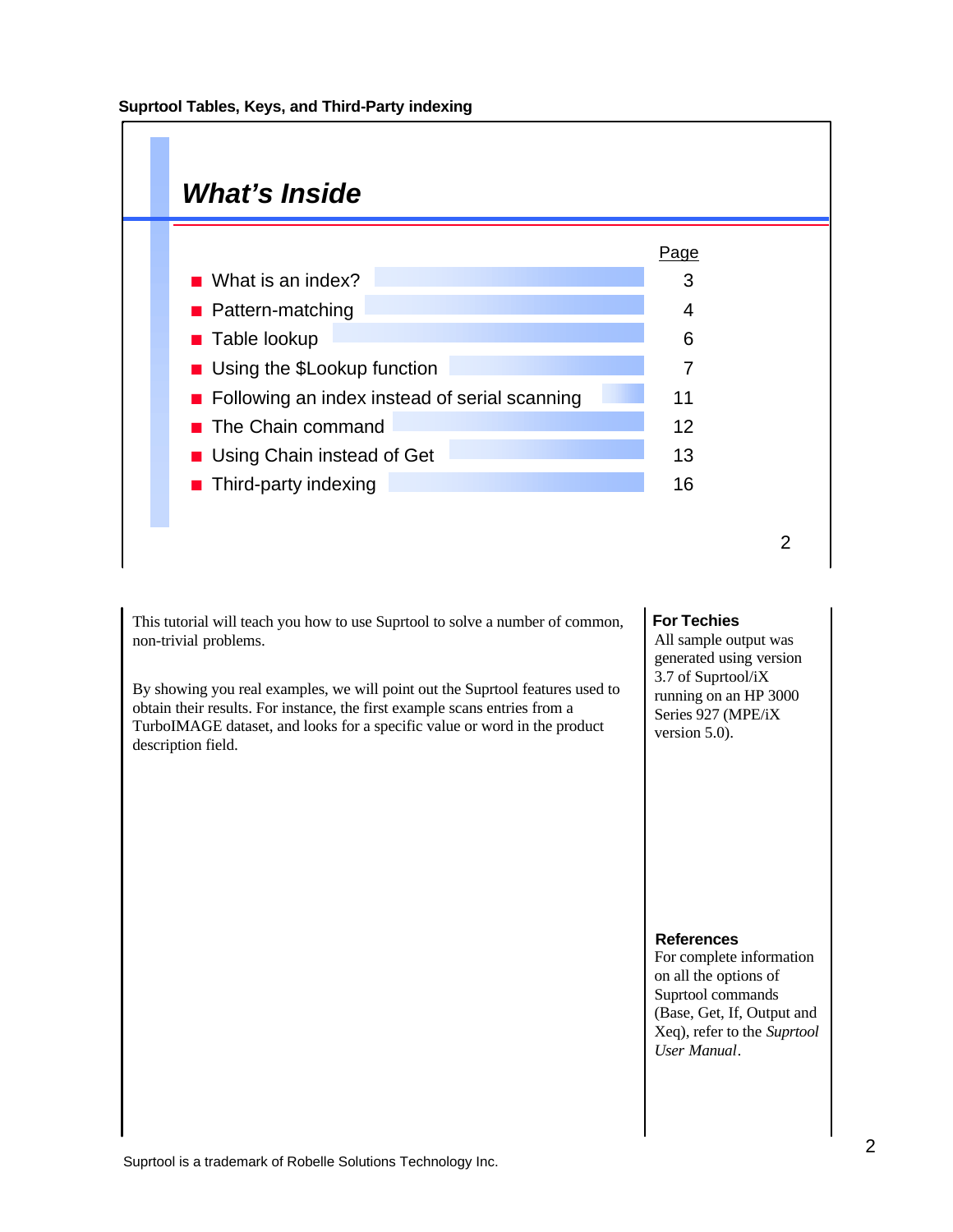## What's Inside

| | Page |
|---|---|
| What is an index? | 3 |
| Pattern-matching | 4 |
| Table lookup | 6 |
| Using the $Lookup function | 7 |
| Following an index instead of serial scanning | 11 |
| The Chain command | 12 |
| Using Chain instead of Get | 13 |
| Third-party indexing | 16 |

This tutorial will teach you how to use Suprtool to solve a number of common, non-trivial problems.

By showing you real examples, we will point out the Suprtool features used to obtain their results. For instance, the first example scans entries from a TurboIMAGE dataset, and looks for a specific value or word in the product description field.

**For Techies**

All sample output was generated using version 3.7 of Suprtool/iX running on an HP 3000 Series 927 (MPE/iX version 5.0).

**References**

For complete information on all the options of Suprtool commands (Base, Get, If, Output and Xeq), refer to the *Suprtool User Manual*.

Suprtool is a trademark of Robelle Solutions Technology Inc.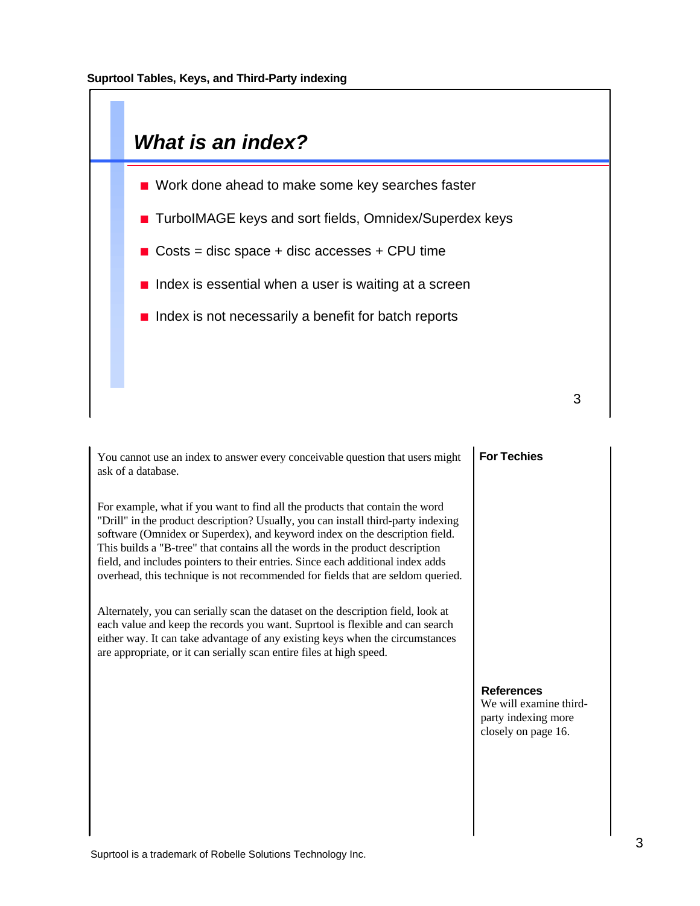## What is an index?

- Work done ahead to make some key searches faster
- TurboIMAGE keys and sort fields, Omnidex/Superdex keys
- Costs = disc space + disc accesses + CPU time
- Index is essential when a user is waiting at a screen
- Index is not necessarily a benefit for batch reports

You cannot use an index to answer every conceivable question that users might ask of a database.

For example, what if you want to find all the products that contain the word "Drill" in the product description? Usually, you can install third-party indexing software (Omnidex or Superdex), and keyword index on the description field. This builds a "B-tree" that contains all the words in the product description field, and includes pointers to their entries. Since each additional index adds overhead, this technique is not recommended for fields that are seldom queried.

Alternately, you can serially scan the dataset on the description field, look at each value and keep the records you want. Suprtool is flexible and can search either way. It can take advantage of any existing keys when the circumstances are appropriate, or it can serially scan entire files at high speed.

**For Techies**

**References**
We will examine third-party indexing more closely on page 16.

Suprtool is a trademark of Robelle Solutions Technology Inc.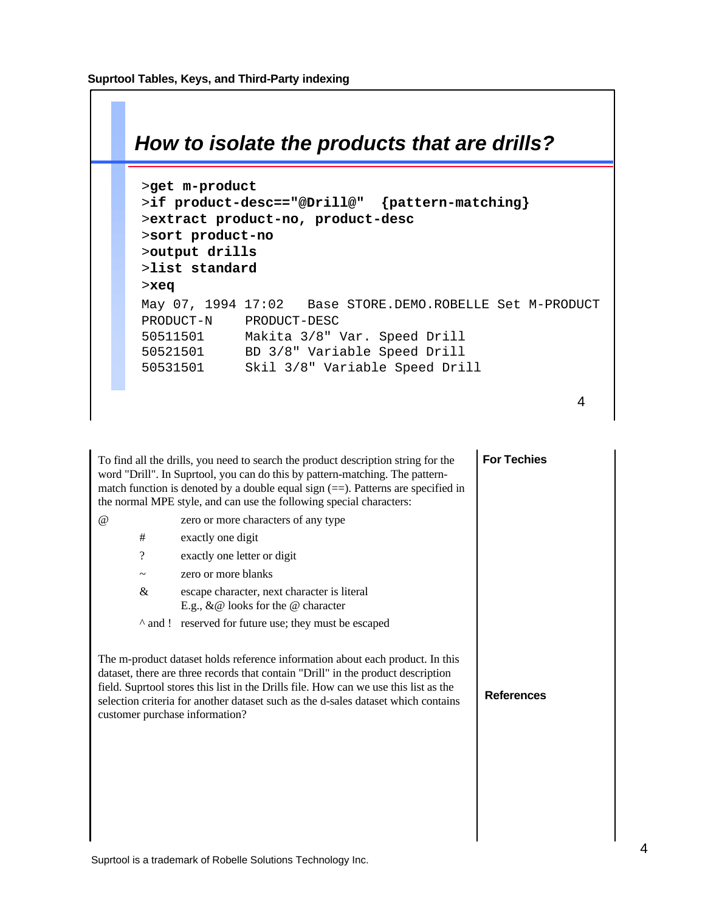## How to isolate the products that are drills?

```
>get m-product
>if product-desc=="@Drill@"  {pattern-matching}
>extract product-no, product-desc
>sort product-no
>output drills
>list standard
>xeq
May 07, 1994 17:02   Base STORE.DEMO.ROBELLE Set M-PRODUCT
PRODUCT-N     PRODUCT-DESC
50511501      Makita 3/8" Var. Speed Drill
50521501      BD 3/8" Variable Speed Drill
50531501      Skil 3/8" Variable Speed Drill
```

To find all the drills, you need to search the product description string for the word "Drill". In Suprtool, you can do this by pattern-matching. The pattern-match function is denoted by a double equal sign (==). Patterns are specified in the normal MPE style, and can use the following special characters:

| Character | Meaning |
|---|---|
| @ | zero or more characters of any type |
| # | exactly one digit |
| ? | exactly one letter or digit |
| ~ | zero or more blanks |
| & | escape character, next character is literal E.g., &@ looks for the @ character |
| ^ and ! | reserved for future use; they must be escaped |

The m-product dataset holds reference information about each product. In this dataset, there are three records that contain "Drill" in the product description field. Suprtool stores this list in the Drills file. How can we use this list as the selection criteria for another dataset such as the d-sales dataset which contains customer purchase information?

**For Techies**

**References**

Suprtool is a trademark of Robelle Solutions Technology Inc.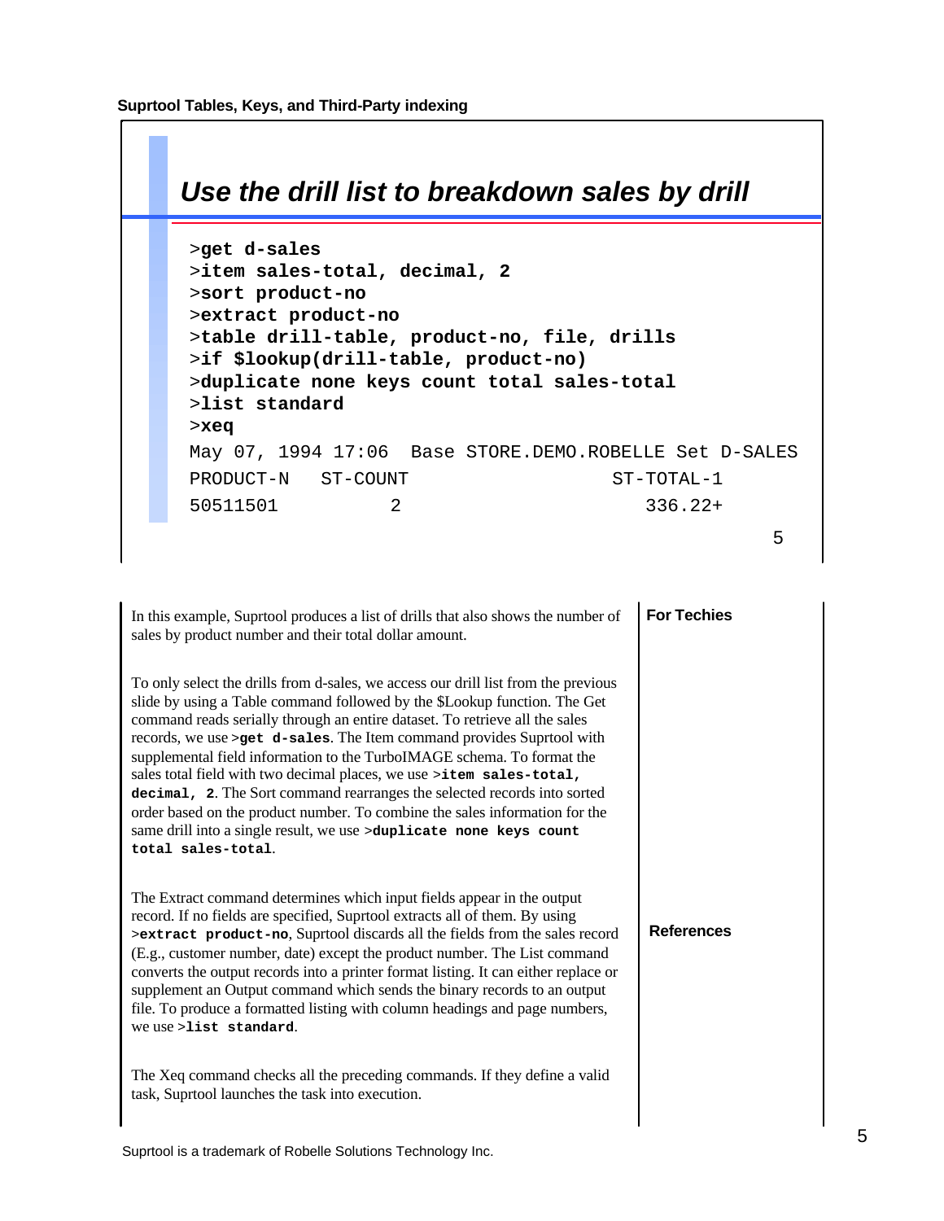## Use the drill list to breakdown sales by drill

```
>get d-sales
>item sales-total, decimal, 2
>sort product-no
>extract product-no
>table drill-table, product-no, file, drills
>if $lookup(drill-table, product-no)
>duplicate none keys count total sales-total
>list standard
>xeq
May 07, 1994 17:06  Base STORE.DEMO.ROBELLE Set D-SALES
PRODUCT-N   ST-COUNT                    ST-TOTAL-1
50511501          2                        336.22+
```

In this example, Suprtool produces a list of drills that also shows the number of sales by product number and their total dollar amount.

To only select the drills from d-sales, we access our drill list from the previous slide by using a Table command followed by the $Lookup function. The Get command reads serially through an entire dataset. To retrieve all the sales records, we use `>get d-sales`. The Item command provides Suprtool with supplemental field information to the TurboIMAGE schema. To format the sales total field with two decimal places, we use `>item sales-total, decimal, 2`. The Sort command rearranges the selected records into sorted order based on the product number. To combine the sales information for the same drill into a single result, we use `>duplicate none keys count total sales-total`.

The Extract command determines which input fields appear in the output record. If no fields are specified, Suprtool extracts all of them. By using `>extract product-no`, Suprtool discards all the fields from the sales record (E.g., customer number, date) except the product number. The List command converts the output records into a printer format listing. It can either replace or supplement an Output command which sends the binary records to an output file. To produce a formatted listing with column headings and page numbers, we use `>list standard`.

The Xeq command checks all the preceding commands. If they define a valid task, Suprtool launches the task into execution.

**For Techies**

**References**

Suprtool is a trademark of Robelle Solutions Technology Inc.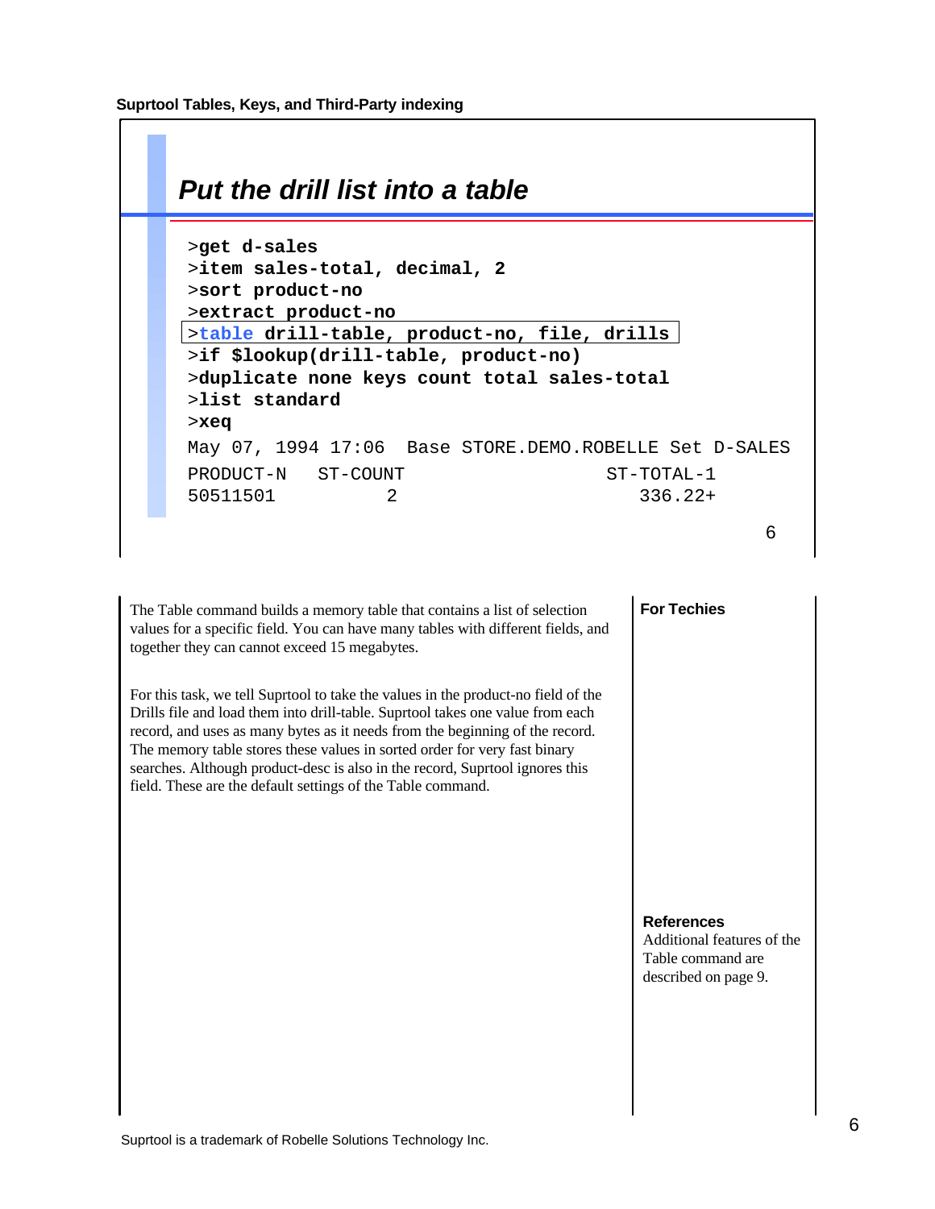## Put the drill list into a table

```
>get d-sales
>item sales-total, decimal, 2
>sort product-no
>extract product-no
>table drill-table, product-no, file, drills
>if $lookup(drill-table, product-no)
>duplicate none keys count total sales-total
>list standard
>xeq
May 07, 1994 17:06  Base STORE.DEMO.ROBELLE Set D-SALES
PRODUCT-N   ST-COUNT                   ST-TOTAL-1
50511501           2                      336.22+
```

The Table command builds a memory table that contains a list of selection values for a specific field. You can have many tables with different fields, and together they can cannot exceed 15 megabytes.

For this task, we tell Suprtool to take the values in the product-no field of the Drills file and load them into drill-table. Suprtool takes one value from each record, and uses as many bytes as it needs from the beginning of the record. The memory table stores these values in sorted order for very fast binary searches. Although product-desc is also in the record, Suprtool ignores this field. These are the default settings of the Table command.

**For Techies**

**References**

Additional features of the Table command are described on page 9.

Suprtool is a trademark of Robelle Solutions Technology Inc.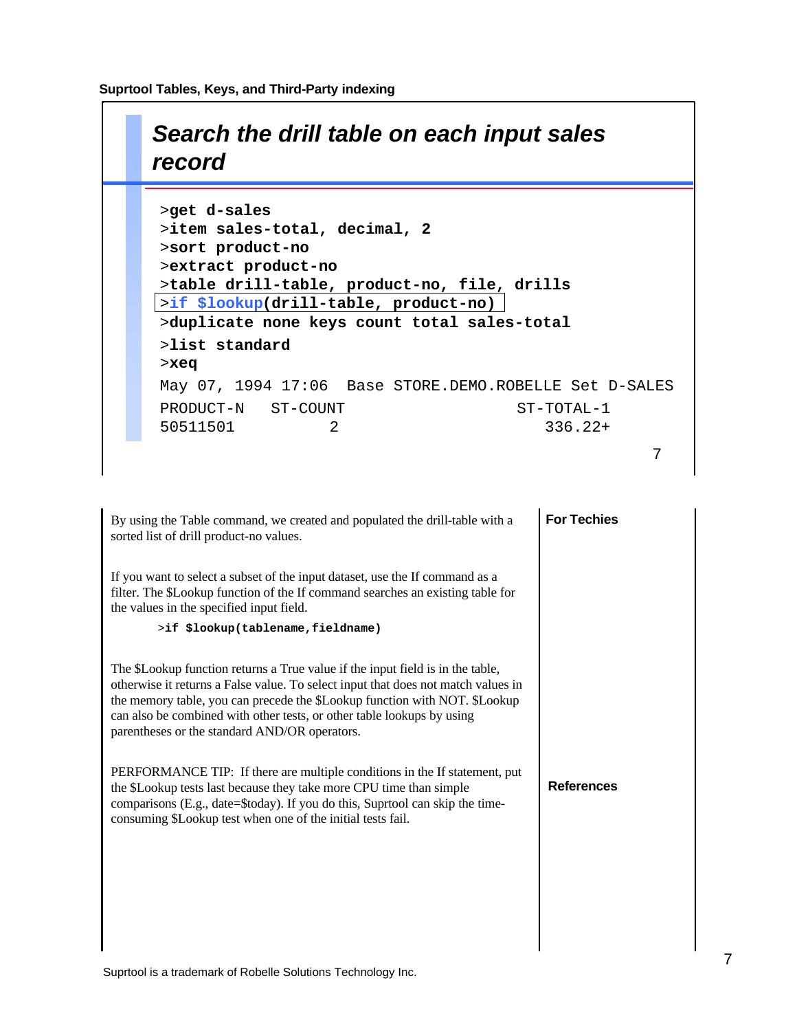## Search the drill table on each input sales record

```
>get d-sales
>item sales-total, decimal, 2
>sort product-no
>extract product-no
>table drill-table, product-no, file, drills
>if $lookup(drill-table, product-no)
>duplicate none keys count total sales-total
>list standard
>xeq
May 07, 1994 17:06  Base STORE.DEMO.ROBELLE Set D-SALES
PRODUCT-N   ST-COUNT                  ST-TOTAL-1
50511501         2                       336.22+
```

By using the Table command, we created and populated the drill-table with a sorted list of drill product-no values.

If you want to select a subset of the input dataset, use the If command as a filter. The $Lookup function of the If command searches an existing table for the values in the specified input field.

```
>if $lookup(tablename,fieldname)
```

The $Lookup function returns a True value if the input field is in the table, otherwise it returns a False value. To select input that does not match values in the memory table, you can precede the $Lookup function with NOT. $Lookup can also be combined with other tests, or other table lookups by using parentheses or the standard AND/OR operators.

PERFORMANCE TIP: If there are multiple conditions in the If statement, put the $Lookup tests last because they take more CPU time than simple comparisons (E.g., date=$today). If you do this, Suprtool can skip the time-consuming $Lookup test when one of the initial tests fail.

**For Techies**

**References**

Suprtool is a trademark of Robelle Solutions Technology Inc.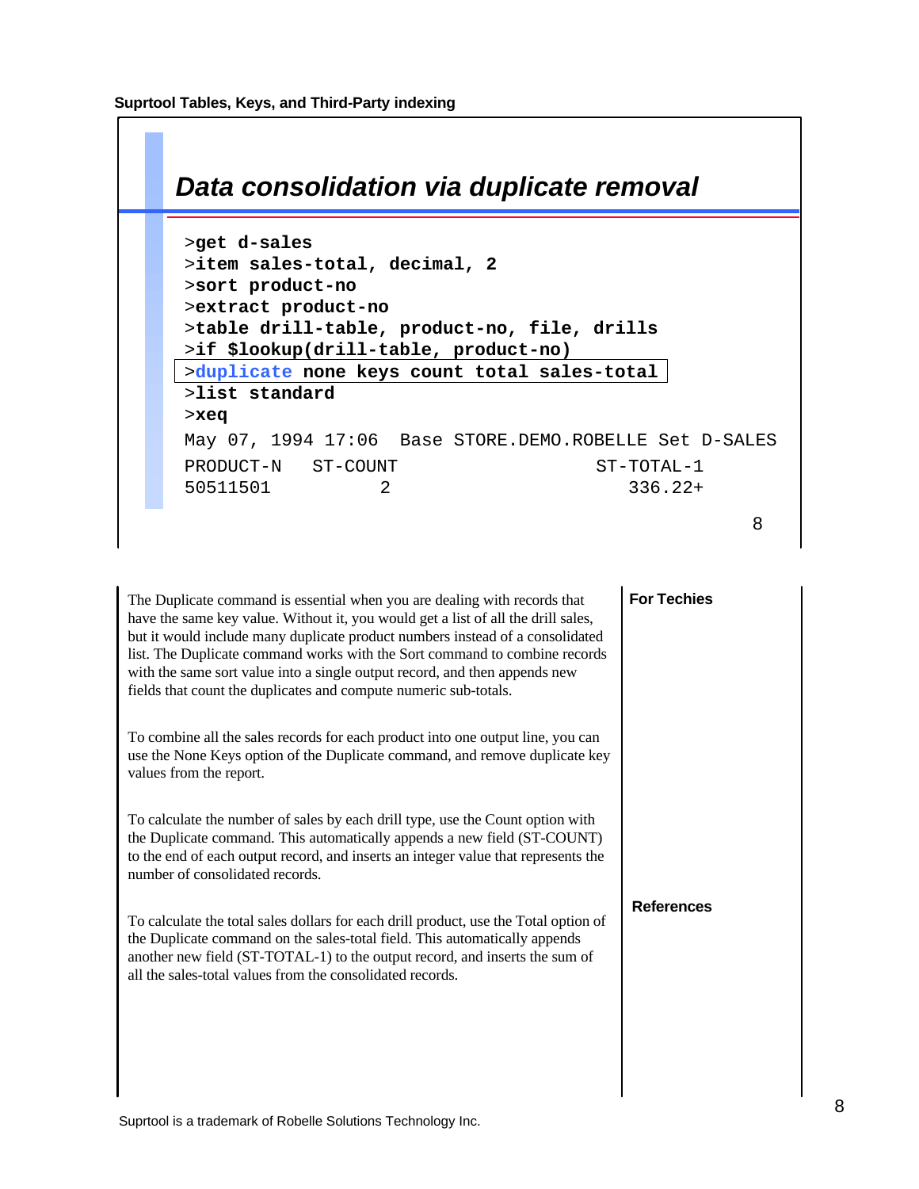## Data consolidation via duplicate removal

```
>get d-sales
>item sales-total, decimal, 2
>sort product-no
>extract product-no
>table drill-table, product-no, file, drills
>if $lookup(drill-table, product-no)
>duplicate none keys count total sales-total
>list standard
>xeq
May 07, 1994 17:06  Base STORE.DEMO.ROBELLE Set D-SALES
PRODUCT-N    ST-COUNT                      ST-TOTAL-1
50511501            2                         336.22+
```

The Duplicate command is essential when you are dealing with records that have the same key value. Without it, you would get a list of all the drill sales, but it would include many duplicate product numbers instead of a consolidated list. The Duplicate command works with the Sort command to combine records with the same sort value into a single output record, and then appends new fields that count the duplicates and compute numeric sub-totals.

To combine all the sales records for each product into one output line, you can use the None Keys option of the Duplicate command, and remove duplicate key values from the report.

To calculate the number of sales by each drill type, use the Count option with the Duplicate command. This automatically appends a new field (ST-COUNT) to the end of each output record, and inserts an integer value that represents the number of consolidated records.

To calculate the total sales dollars for each drill product, use the Total option of the Duplicate command on the sales-total field. This automatically appends another new field (ST-TOTAL-1) to the output record, and inserts the sum of all the sales-total values from the consolidated records.

**For Techies**

**References**

Suprtool is a trademark of Robelle Solutions Technology Inc.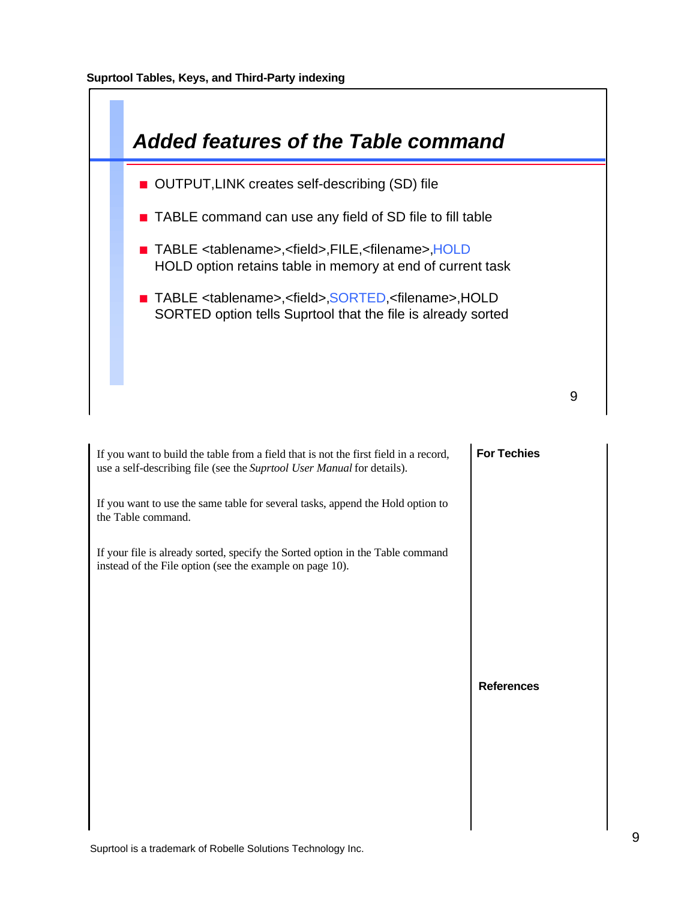## Added features of the Table command

- OUTPUT,LINK creates self-describing (SD) file
- TABLE command can use any field of SD file to fill table
- TABLE <tablename>,<field>,FILE,<filename>,HOLD  
  HOLD option retains table in memory at end of current task
- TABLE <tablename>,<field>,SORTED,<filename>,HOLD  
  SORTED option tells Suprtool that the file is already sorted

If you want to build the table from a field that is not the first field in a record, use a self-describing file (see the *Suprtool User Manual* for details).

If you want to use the same table for several tasks, append the Hold option to the Table command.

If your file is already sorted, specify the Sorted option in the Table command instead of the File option (see the example on page 10).

**For Techies**

**References**

Suprtool is a trademark of Robelle Solutions Technology Inc.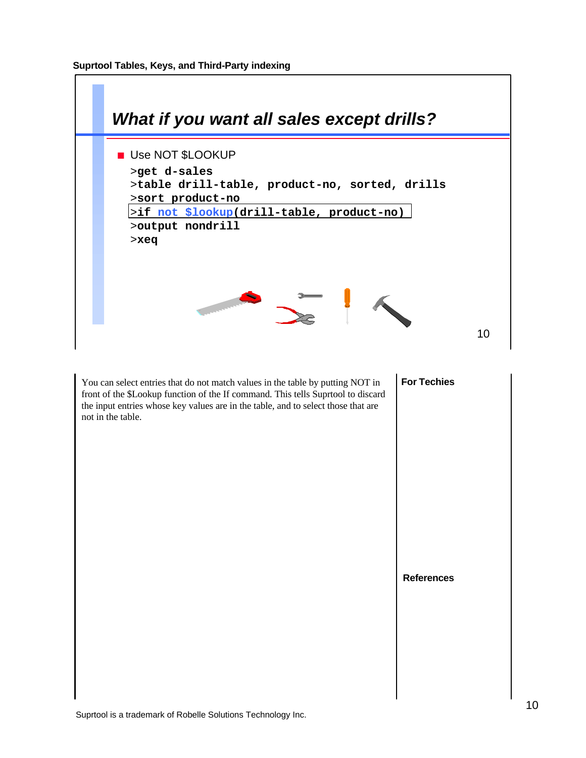## What if you want all sales except drills?

- Use NOT $LOOKUP

```
>get d-sales
>table drill-table, product-no, sorted, drills
>sort product-no
>if not $lookup(drill-table, product-no)
>output nondrill
>xeq
```

You can select entries that do not match values in the table by putting NOT in front of the $Lookup function of the If command. This tells Suprtool to discard the input entries whose key values are in the table, and to select those that are not in the table.

**For Techies**

**References**

Suprtool is a trademark of Robelle Solutions Technology Inc.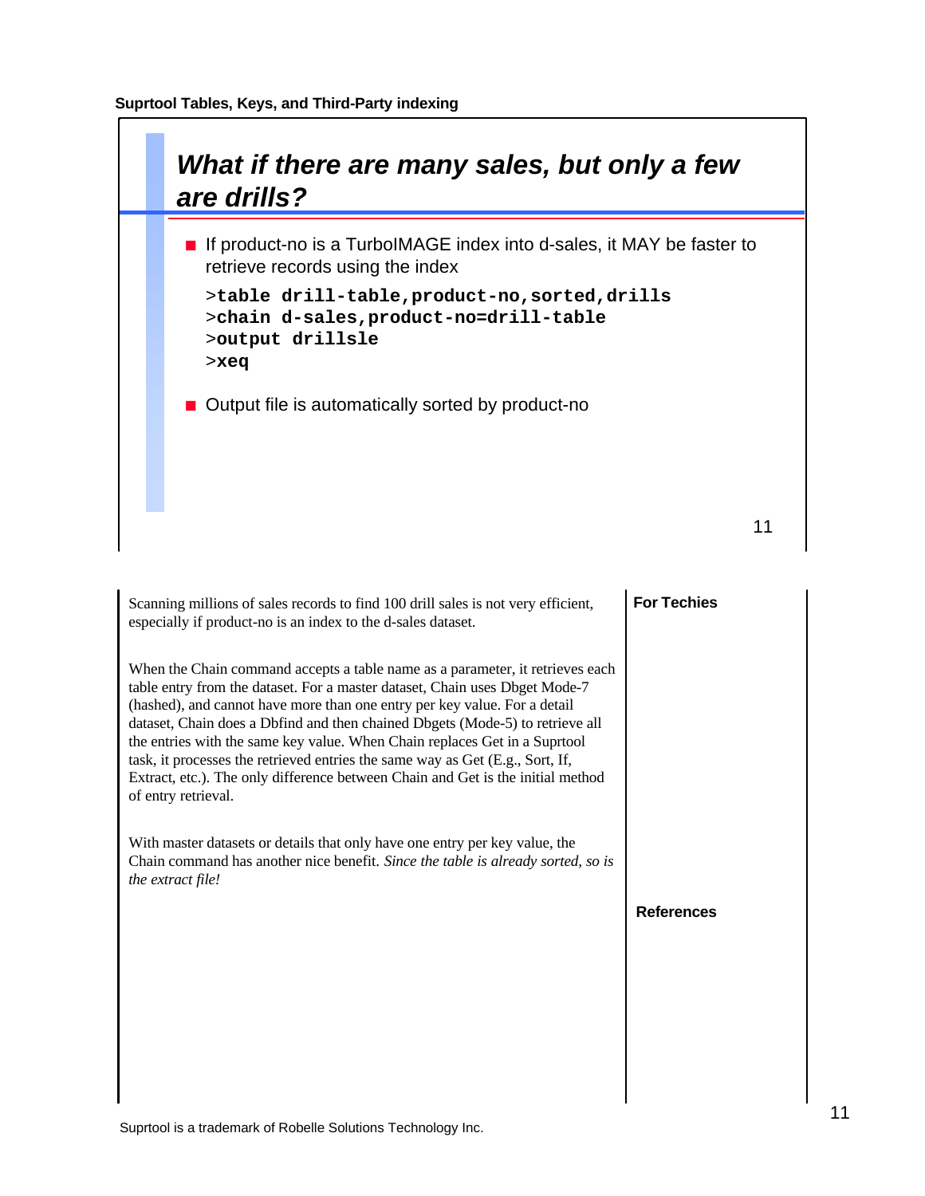## What if there are many sales, but only a few are drills?

- If product-no is a TurboIMAGE index into d-sales, it MAY be faster to retrieve records using the index

```
>table drill-table,product-no,sorted,drills
>chain d-sales,product-no=drill-table
>output drillsle
>xeq
```

- Output file is automatically sorted by product-no

Scanning millions of sales records to find 100 drill sales is not very efficient, especially if product-no is an index to the d-sales dataset.

When the Chain command accepts a table name as a parameter, it retrieves each table entry from the dataset. For a master dataset, Chain uses Dbget Mode-7 (hashed), and cannot have more than one entry per key value. For a detail dataset, Chain does a Dbfind and then chained Dbgets (Mode-5) to retrieve all the entries with the same key value. When Chain replaces Get in a Suprtool task, it processes the retrieved entries the same way as Get (E.g., Sort, If, Extract, etc.). The only difference between Chain and Get is the initial method of entry retrieval.

With master datasets or details that only have one entry per key value, the Chain command has another nice benefit. *Since the table is already sorted, so is the extract file!*

**For Techies**

**References**

Suprtool is a trademark of Robelle Solutions Technology Inc.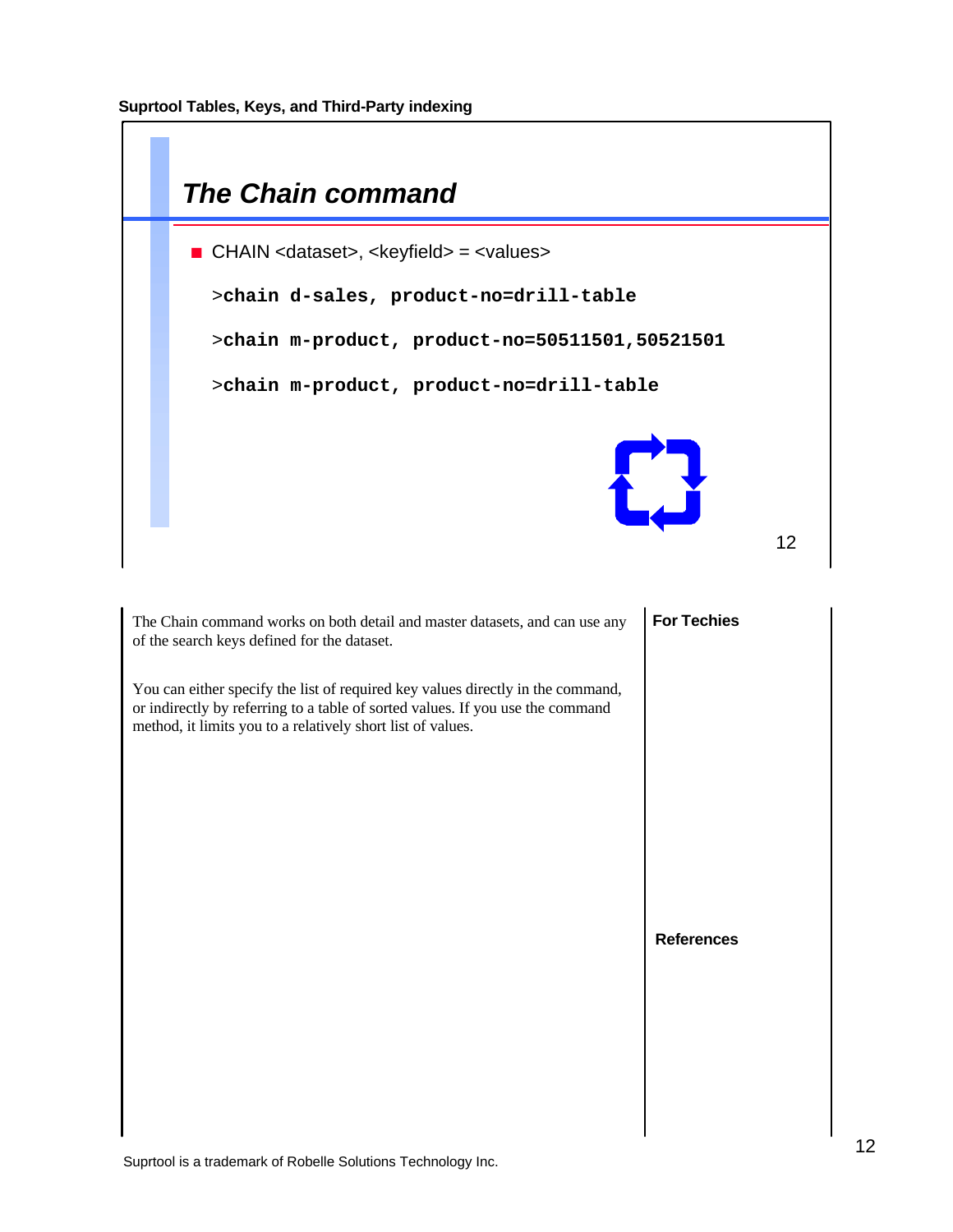## The Chain command

- CHAIN <dataset>, <keyfield> = <values>

```
>chain d-sales, product-no=drill-table

>chain m-product, product-no=50511501,50521501

>chain m-product, product-no=drill-table
```

The Chain command works on both detail and master datasets, and can use any of the search keys defined for the dataset.

You can either specify the list of required key values directly in the command, or indirectly by referring to a table of sorted values. If you use the command method, it limits you to a relatively short list of values.

**For Techies**

**References**

Suprtool is a trademark of Robelle Solutions Technology Inc.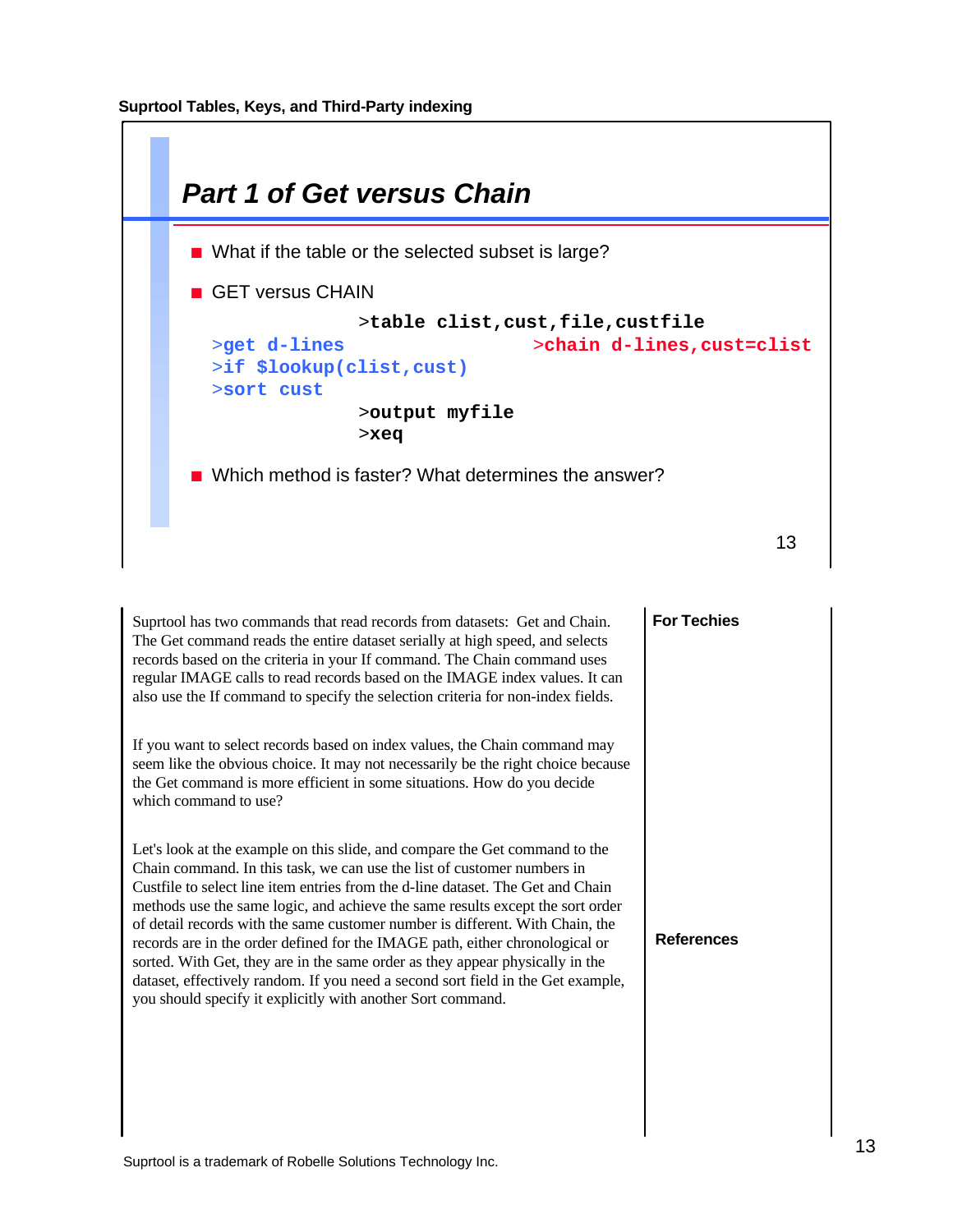## Part 1 of Get versus Chain

- What if the table or the selected subset is large?
- GET versus CHAIN

```
                 >table clist,cust,file,custfile
>get d-lines                  >chain d-lines,cust=clist
>if $lookup(clist,cust)
>sort cust
                 >output myfile
                 >xeq
```

- Which method is faster? What determines the answer?

Suprtool has two commands that read records from datasets: Get and Chain. The Get command reads the entire dataset serially at high speed, and selects records based on the criteria in your If command. The Chain command uses regular IMAGE calls to read records based on the IMAGE index values. It can also use the If command to specify the selection criteria for non-index fields.

If you want to select records based on index values, the Chain command may seem like the obvious choice. It may not necessarily be the right choice because the Get command is more efficient in some situations. How do you decide which command to use?

Let's look at the example on this slide, and compare the Get command to the Chain command. In this task, we can use the list of customer numbers in Custfile to select line item entries from the d-line dataset. The Get and Chain methods use the same logic, and achieve the same results except the sort order of detail records with the same customer number is different. With Chain, the records are in the order defined for the IMAGE path, either chronological or sorted. With Get, they are in the same order as they appear physically in the dataset, effectively random. If you need a second sort field in the Get example, you should specify it explicitly with another Sort command.

**For Techies**

**References**

Suprtool is a trademark of Robelle Solutions Technology Inc.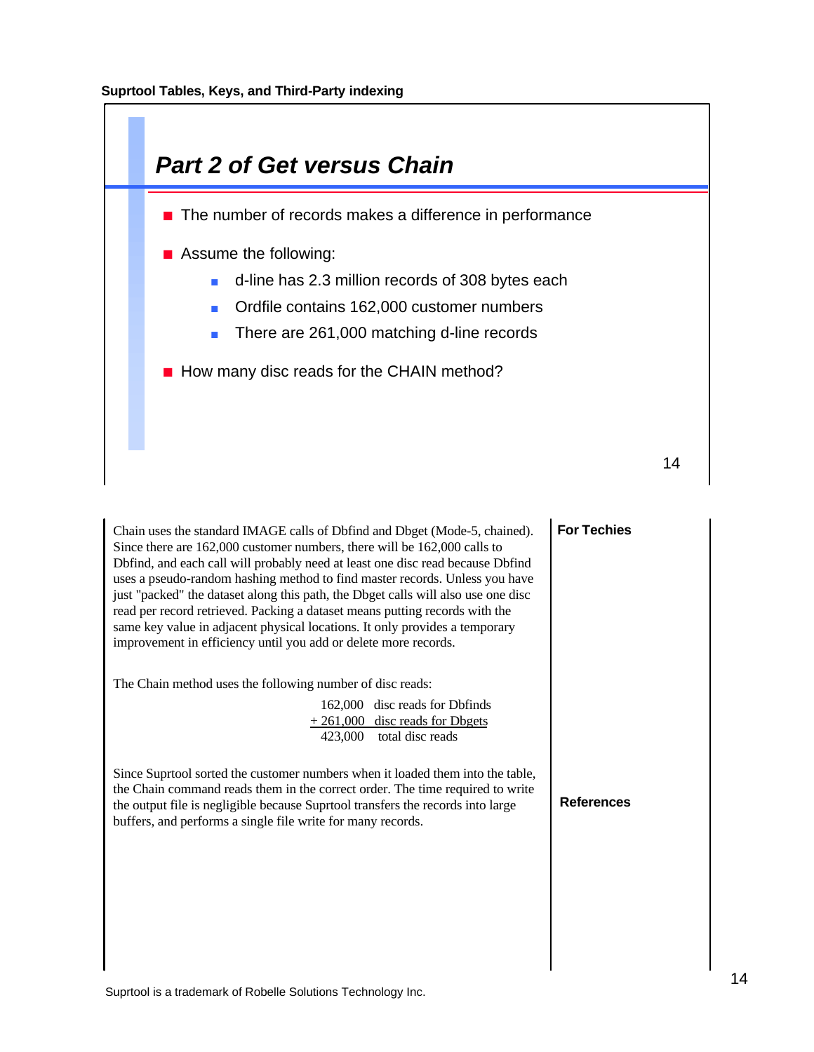## Part 2 of Get versus Chain

- The number of records makes a difference in performance
- Assume the following:
  - d-line has 2.3 million records of 308 bytes each
  - Ordfile contains 162,000 customer numbers
  - There are 261,000 matching d-line records
- How many disc reads for the CHAIN method?

Chain uses the standard IMAGE calls of Dbfind and Dbget (Mode-5, chained). Since there are 162,000 customer numbers, there will be 162,000 calls to Dbfind, and each call will probably need at least one disc read because Dbfind uses a pseudo-random hashing method to find master records. Unless you have just "packed" the dataset along this path, the Dbget calls will also use one disc read per record retrieved. Packing a dataset means putting records with the same key value in adjacent physical locations. It only provides a temporary improvement in efficiency until you add or delete more records.

The Chain method uses the following number of disc reads:

| | |
|---|---|
| 162,000 | disc reads for Dbfinds |
| + 261,000 | disc reads for Dbgets |
| 423,000 | total disc reads |

Since Suprtool sorted the customer numbers when it loaded them into the table, the Chain command reads them in the correct order. The time required to write the output file is negligible because Suprtool transfers the records into large buffers, and performs a single file write for many records.

**For Techies**

**References**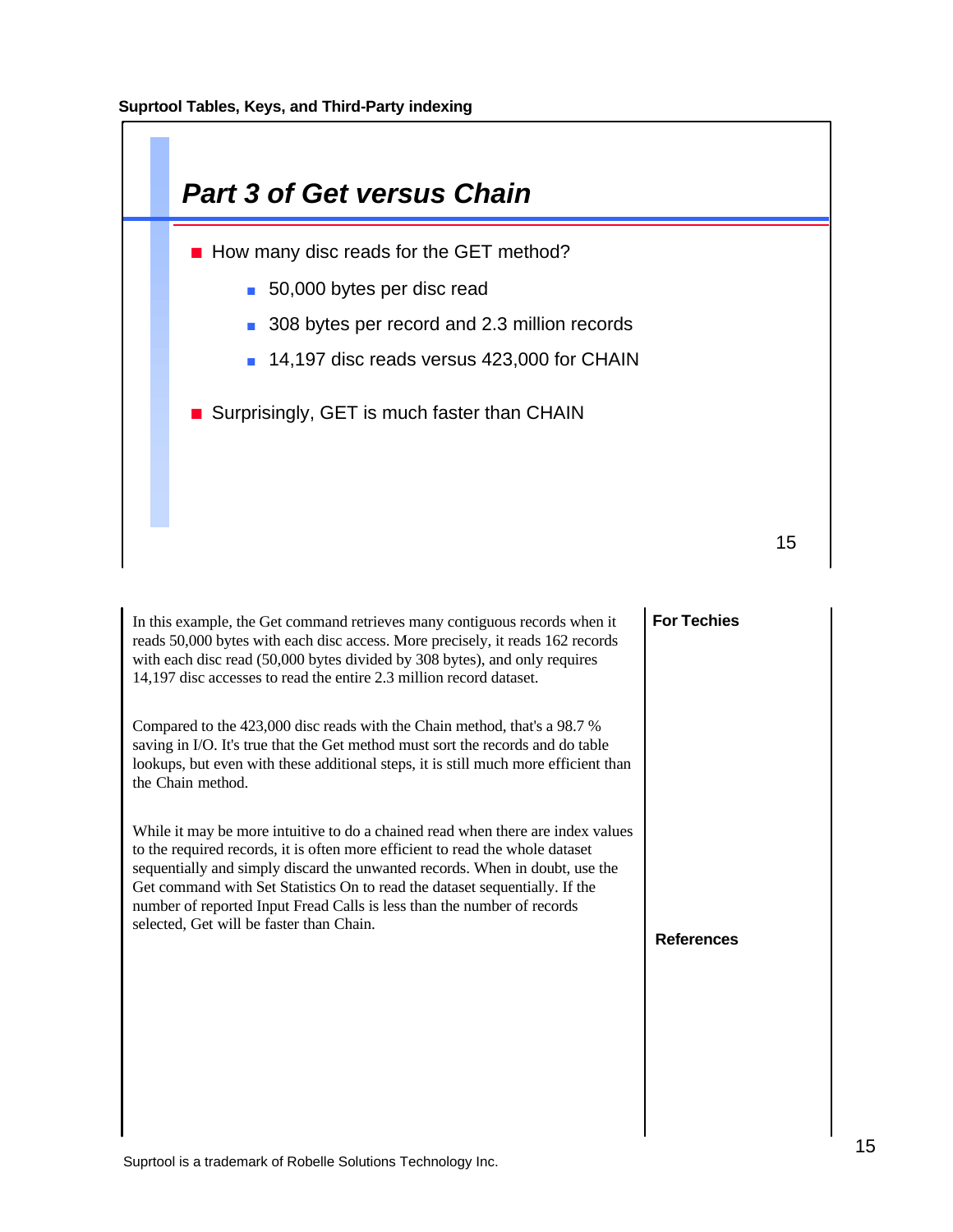## Part 3 of Get versus Chain

- How many disc reads for the GET method?
  - 50,000 bytes per disc read
  - 308 bytes per record and 2.3 million records
  - 14,197 disc reads versus 423,000 for CHAIN
- Surprisingly, GET is much faster than CHAIN

In this example, the Get command retrieves many contiguous records when it reads 50,000 bytes with each disc access. More precisely, it reads 162 records with each disc read (50,000 bytes divided by 308 bytes), and only requires 14,197 disc accesses to read the entire 2.3 million record dataset.

Compared to the 423,000 disc reads with the Chain method, that's a 98.7 % saving in I/O. It's true that the Get method must sort the records and do table lookups, but even with these additional steps, it is still much more efficient than the Chain method.

While it may be more intuitive to do a chained read when there are index values to the required records, it is often more efficient to read the whole dataset sequentially and simply discard the unwanted records. When in doubt, use the Get command with Set Statistics On to read the dataset sequentially. If the number of reported Input Fread Calls is less than the number of records selected, Get will be faster than Chain.

**For Techies**

**References**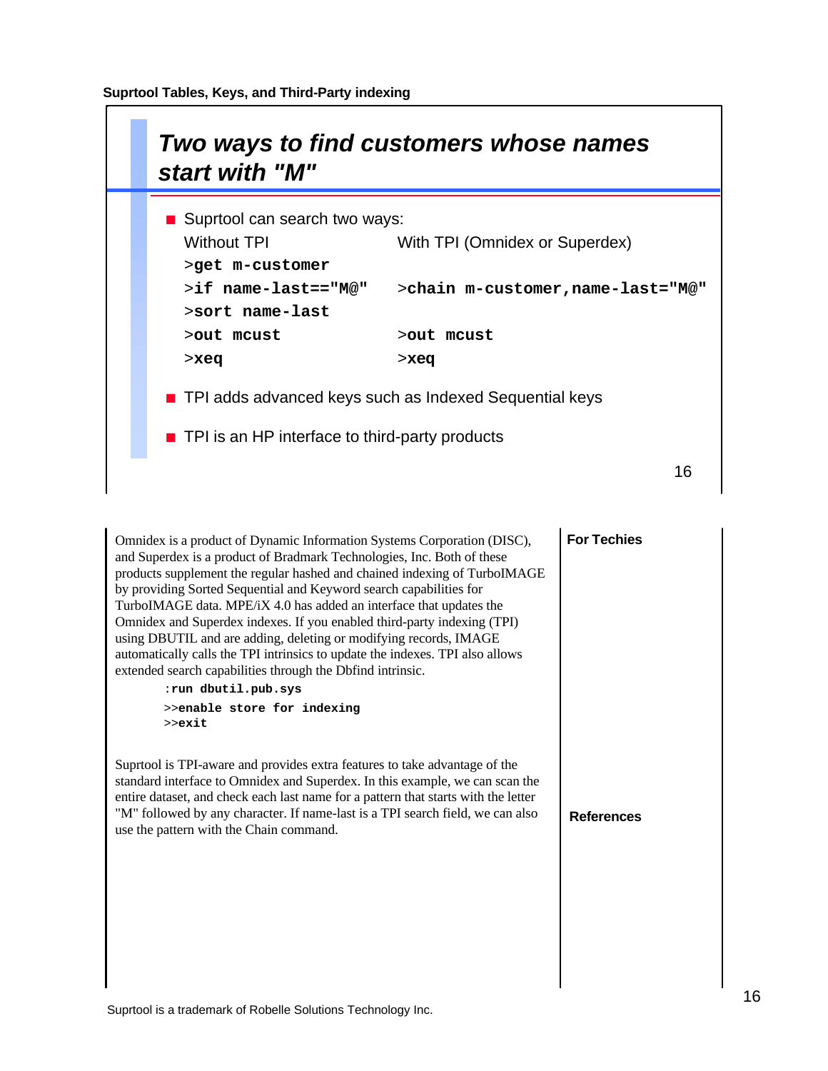## Two ways to find customers whose names start with "M"

- Suprtool can search two ways:

| Without TPI | With TPI (Omnidex or Superdex) |
|---|---|
| `>get m-customer` | |
| `>if name-last=="M@"` | `>chain m-customer,name-last="M@"` |
| `>sort name-last` | |
| `>out mcust` | `>out mcust` |
| `>xeq` | `>xeq` |

- TPI adds advanced keys such as Indexed Sequential keys
- TPI is an HP interface to third-party products

**For Techies**

Omnidex is a product of Dynamic Information Systems Corporation (DISC), and Superdex is a product of Bradmark Technologies, Inc. Both of these products supplement the regular hashed and chained indexing of TurboIMAGE by providing Sorted Sequential and Keyword search capabilities for TurboIMAGE data. MPE/iX 4.0 has added an interface that updates the Omnidex and Superdex indexes. If you enabled third-party indexing (TPI) using DBUTIL and are adding, deleting or modifying records, IMAGE automatically calls the TPI intrinsics to update the indexes. TPI also allows extended search capabilities through the Dbfind intrinsic.

```
:run dbutil.pub.sys
>>enable store for indexing
>>exit
```

Suprtool is TPI-aware and provides extra features to take advantage of the standard interface to Omnidex and Superdex. In this example, we can scan the entire dataset, and check each last name for a pattern that starts with the letter "M" followed by any character. If name-last is a TPI search field, we can also use the pattern with the Chain command.

**References**

Suprtool is a trademark of Robelle Solutions Technology Inc.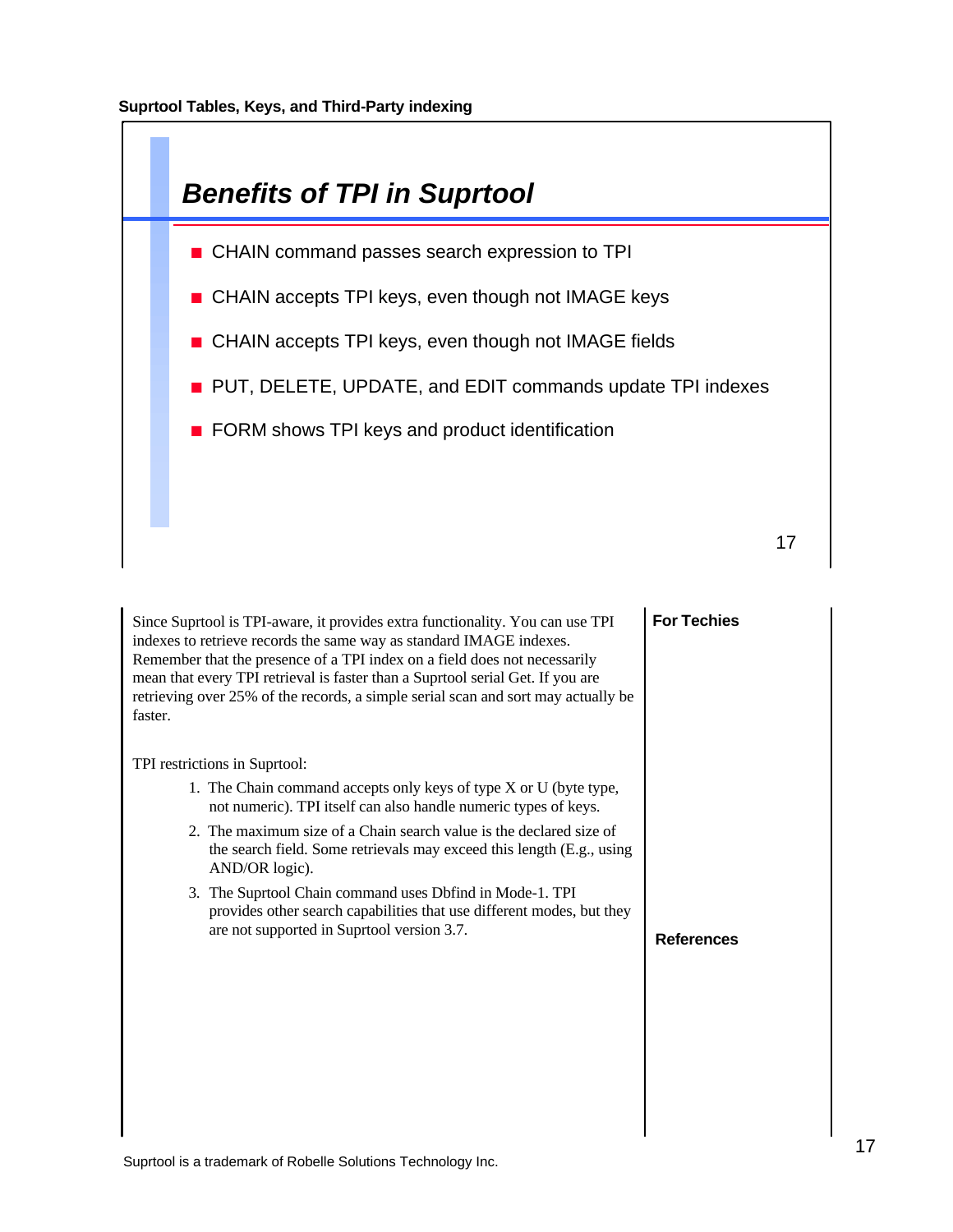## Benefits of TPI in Suprtool

- CHAIN command passes search expression to TPI
- CHAIN accepts TPI keys, even though not IMAGE keys
- CHAIN accepts TPI keys, even though not IMAGE fields
- PUT, DELETE, UPDATE, and EDIT commands update TPI indexes
- FORM shows TPI keys and product identification

Since Suprtool is TPI-aware, it provides extra functionality. You can use TPI indexes to retrieve records the same way as standard IMAGE indexes. Remember that the presence of a TPI index on a field does not necessarily mean that every TPI retrieval is faster than a Suprtool serial Get. If you are retrieving over 25% of the records, a simple serial scan and sort may actually be faster.

TPI restrictions in Suprtool:

1. The Chain command accepts only keys of type X or U (byte type, not numeric). TPI itself can also handle numeric types of keys.
2. The maximum size of a Chain search value is the declared size of the search field. Some retrievals may exceed this length (E.g., using AND/OR logic).
3. The Suprtool Chain command uses Dbfind in Mode-1. TPI provides other search capabilities that use different modes, but they are not supported in Suprtool version 3.7.

**For Techies**

**References**

Suprtool is a trademark of Robelle Solutions Technology Inc.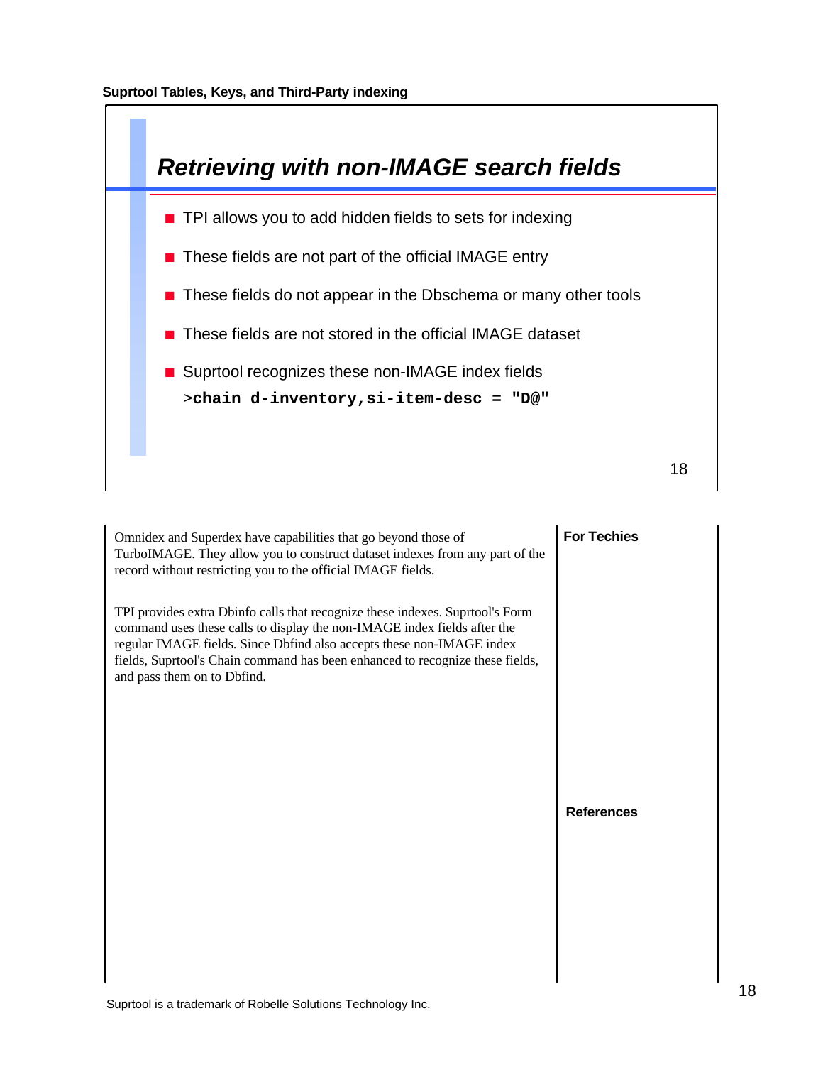## Retrieving with non-IMAGE search fields

- TPI allows you to add hidden fields to sets for indexing
- These fields are not part of the official IMAGE entry
- These fields do not appear in the Dbschema or many other tools
- These fields are not stored in the official IMAGE dataset
- Suprtool recognizes these non-IMAGE index fields

```
>chain d-inventory,si-item-desc = "D@"
```

Omnidex and Superdex have capabilities that go beyond those of TurboIMAGE. They allow you to construct dataset indexes from any part of the record without restricting you to the official IMAGE fields.

TPI provides extra Dbinfo calls that recognize these indexes. Suprtool's Form command uses these calls to display the non-IMAGE index fields after the regular IMAGE fields. Since Dbfind also accepts these non-IMAGE index fields, Suprtool's Chain command has been enhanced to recognize these fields, and pass them on to Dbfind.

**For Techies**

**References**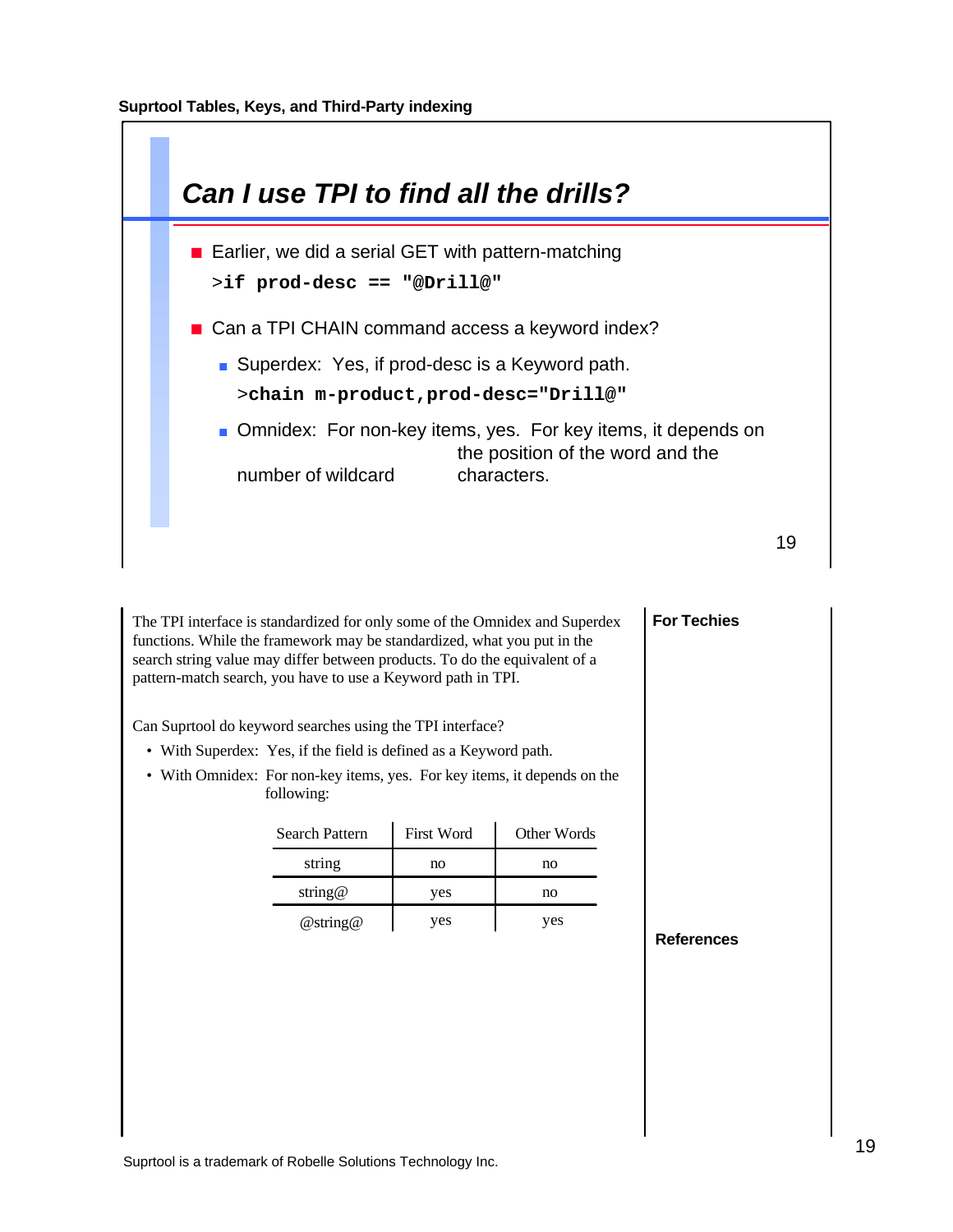## Can I use TPI to find all the drills?

- Earlier, we did a serial GET with pattern-matching

```
>if prod-desc == "@Drill@"
```

- Can a TPI CHAIN command access a keyword index?
  - Superdex: Yes, if prod-desc is a Keyword path.

    ```
    >chain m-product,prod-desc="Drill@"
    ```

  - Omnidex: For non-key items, yes. For key items, it depends on the position of the word and the number of wildcard characters.

The TPI interface is standardized for only some of the Omnidex and Superdex functions. While the framework may be standardized, what you put in the search string value may differ between products. To do the equivalent of a pattern-match search, you have to use a Keyword path in TPI.

Can Suprtool do keyword searches using the TPI interface?

- With Superdex: Yes, if the field is defined as a Keyword path.
- With Omnidex: For non-key items, yes. For key items, it depends on the following:

| Search Pattern | First Word | Other Words |
|---|---|---|
| string | no | no |
| string@ | yes | no |
| @string@ | yes | yes |

**For Techies**

**References**

Suprtool is a trademark of Robelle Solutions Technology Inc.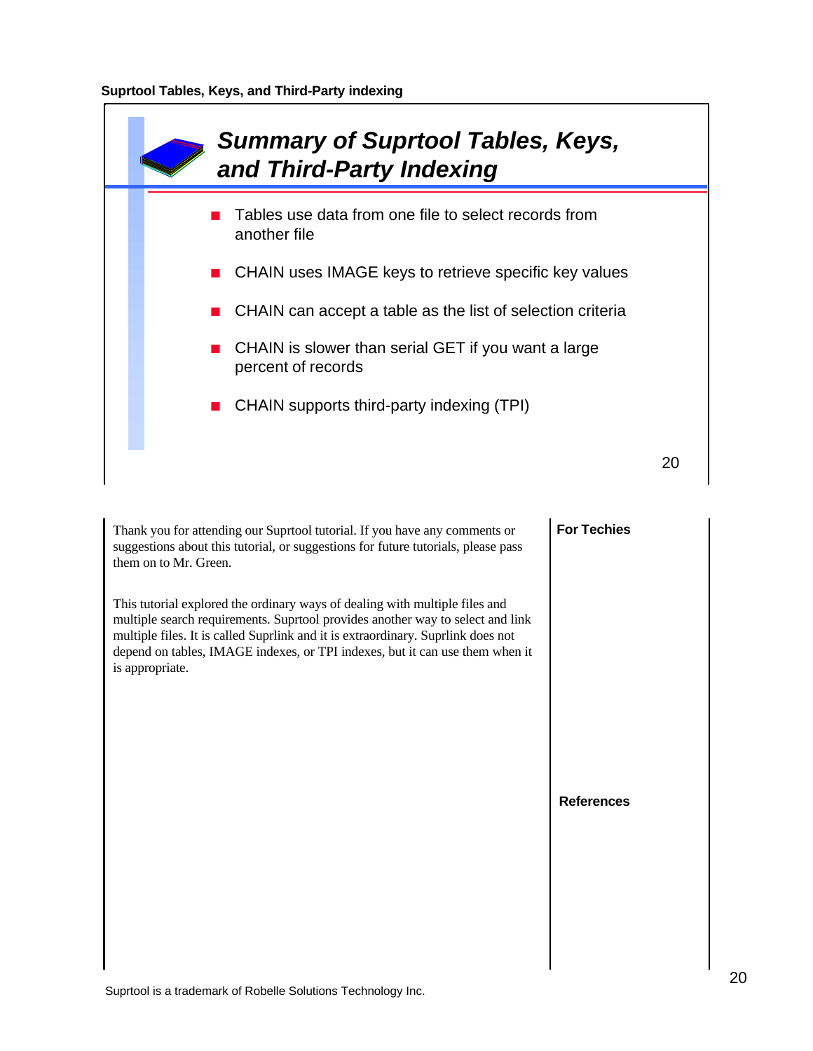## Summary of Suprtool Tables, Keys, and Third-Party Indexing

- Tables use data from one file to select records from another file
- CHAIN uses IMAGE keys to retrieve specific key values
- CHAIN can accept a table as the list of selection criteria
- CHAIN is slower than serial GET if you want a large percent of records
- CHAIN supports third-party indexing (TPI)

Thank you for attending our Suprtool tutorial. If you have any comments or suggestions about this tutorial, or suggestions for future tutorials, please pass them on to Mr. Green.

This tutorial explored the ordinary ways of dealing with multiple files and multiple search requirements. Suprtool provides another way to select and link multiple files. It is called Suprlink and it is extraordinary. Suprlink does not depend on tables, IMAGE indexes, or TPI indexes, but it can use them when it is appropriate.

**For Techies**

**References**

Suprtool is a trademark of Robelle Solutions Technology Inc.